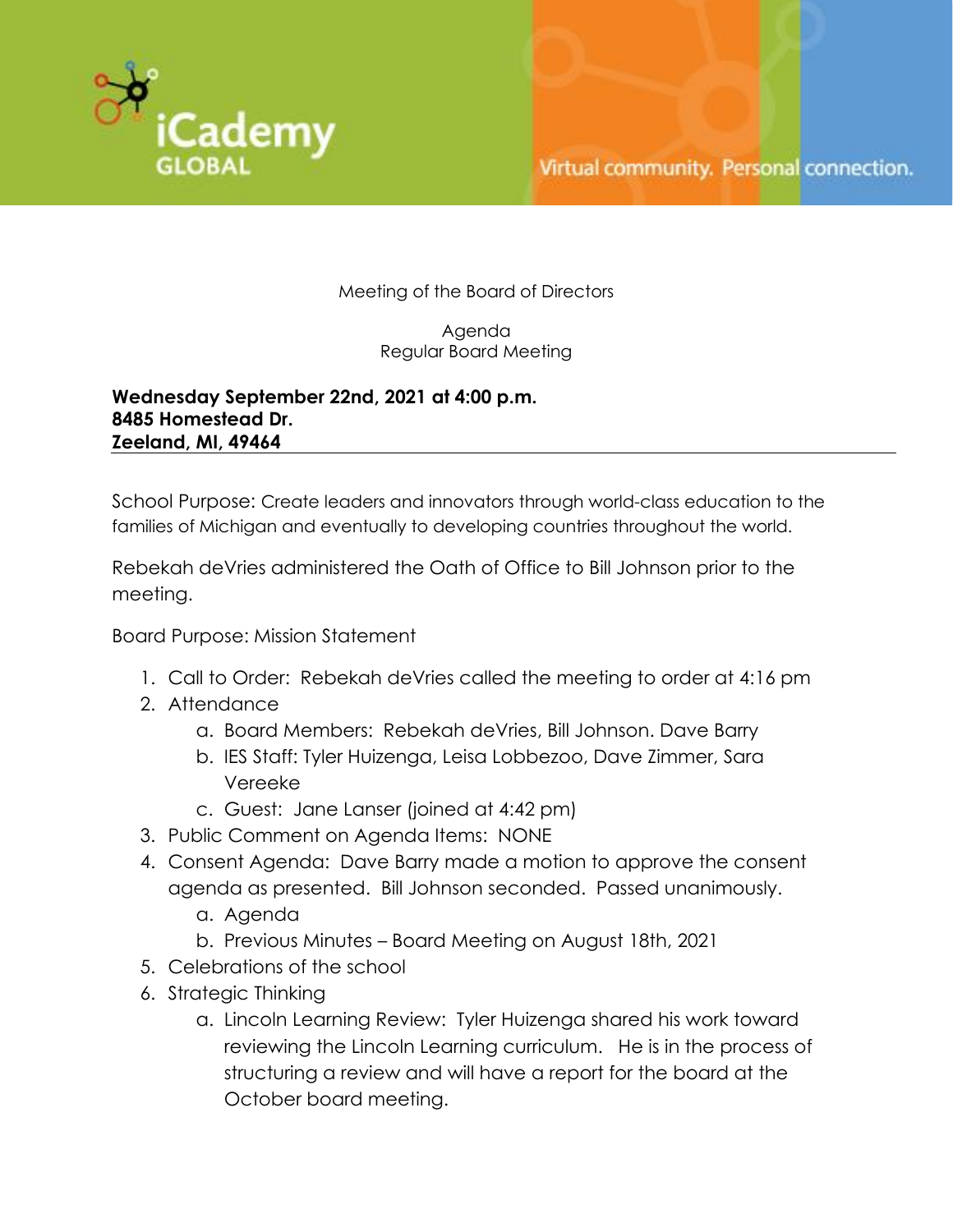iCademy GLOBAL

Virtual community. Personal connection.

Meeting of the Board of Directors

Agenda
Regular Board Meeting

**Wednesday September 22nd, 2021 at 4:00 p.m.**
**8485 Homestead Dr.**
**Zeeland, MI, 49464**

---

School Purpose: Create leaders and innovators through world-class education to the families of Michigan and eventually to developing countries throughout the world.

Rebekah deVries administered the Oath of Office to Bill Johnson prior to the meeting.

Board Purpose: Mission Statement

1. Call to Order: Rebekah deVries called the meeting to order at 4:16 pm
2. Attendance
    a. Board Members: Rebekah deVries, Bill Johnson. Dave Barry
    b. IES Staff: Tyler Huizenga, Leisa Lobbezoo, Dave Zimmer, Sara Vereeke
    c. Guest: Jane Lanser (joined at 4:42 pm)
3. Public Comment on Agenda Items: NONE
4. Consent Agenda: Dave Barry made a motion to approve the consent agenda as presented. Bill Johnson seconded. Passed unanimously.
    a. Agenda
    b. Previous Minutes – Board Meeting on August 18th, 2021
5. Celebrations of the school
6. Strategic Thinking
    a. Lincoln Learning Review: Tyler Huizenga shared his work toward reviewing the Lincoln Learning curriculum. He is in the process of structuring a review and will have a report for the board at the October board meeting.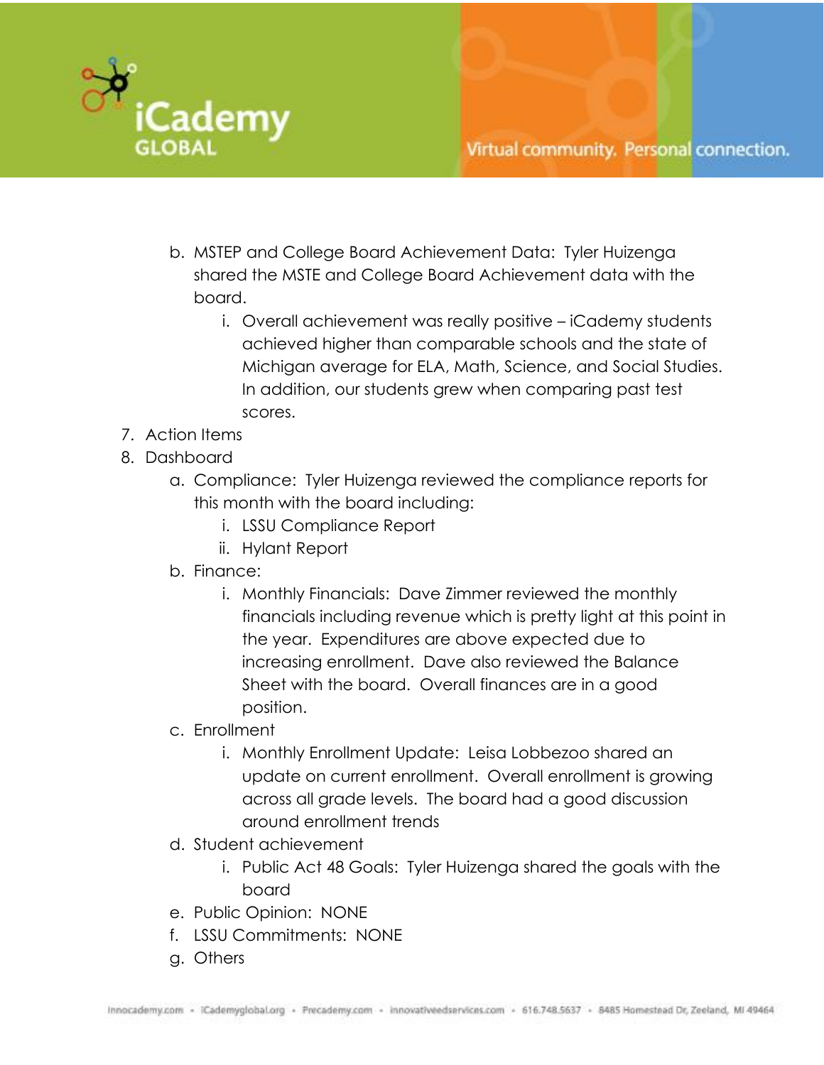b. MSTEP and College Board Achievement Data: Tyler Huizenga shared the MSTE and College Board Achievement data with the board.
      i. Overall achievement was really positive – iCademy students achieved higher than comparable schools and the state of Michigan average for ELA, Math, Science, and Social Studies. In addition, our students grew when comparing past test scores.

7. Action Items
8. Dashboard
   a. Compliance: Tyler Huizenga reviewed the compliance reports for this month with the board including:
      i. LSSU Compliance Report
      ii. Hylant Report
   b. Finance:
      i. Monthly Financials: Dave Zimmer reviewed the monthly financials including revenue which is pretty light at this point in the year. Expenditures are above expected due to increasing enrollment. Dave also reviewed the Balance Sheet with the board. Overall finances are in a good position.
   c. Enrollment
      i. Monthly Enrollment Update: Leisa Lobbezoo shared an update on current enrollment. Overall enrollment is growing across all grade levels. The board had a good discussion around enrollment trends
   d. Student achievement
      i. Public Act 48 Goals: Tyler Huizenga shared the goals with the board
   e. Public Opinion: NONE
   f. LSSU Commitments: NONE
   g. Others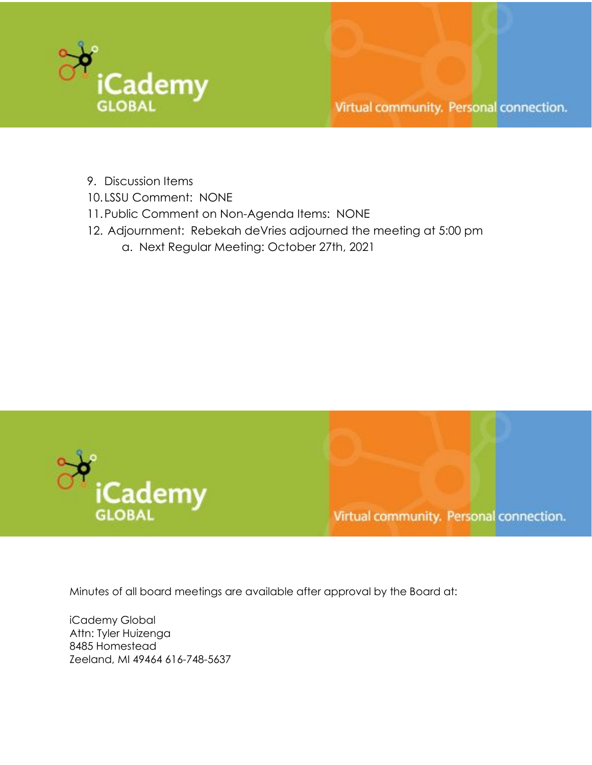9. Discussion Items
10. LSSU Comment: NONE
11. Public Comment on Non-Agenda Items: NONE
12. Adjournment: Rebekah deVries adjourned the meeting at 5:00 pm
    a. Next Regular Meeting: October 27th, 2021

Minutes of all board meetings are available after approval by the Board at:

iCademy Global
Attn: Tyler Huizenga
8485 Homestead
Zeeland, MI 49464 616-748-5637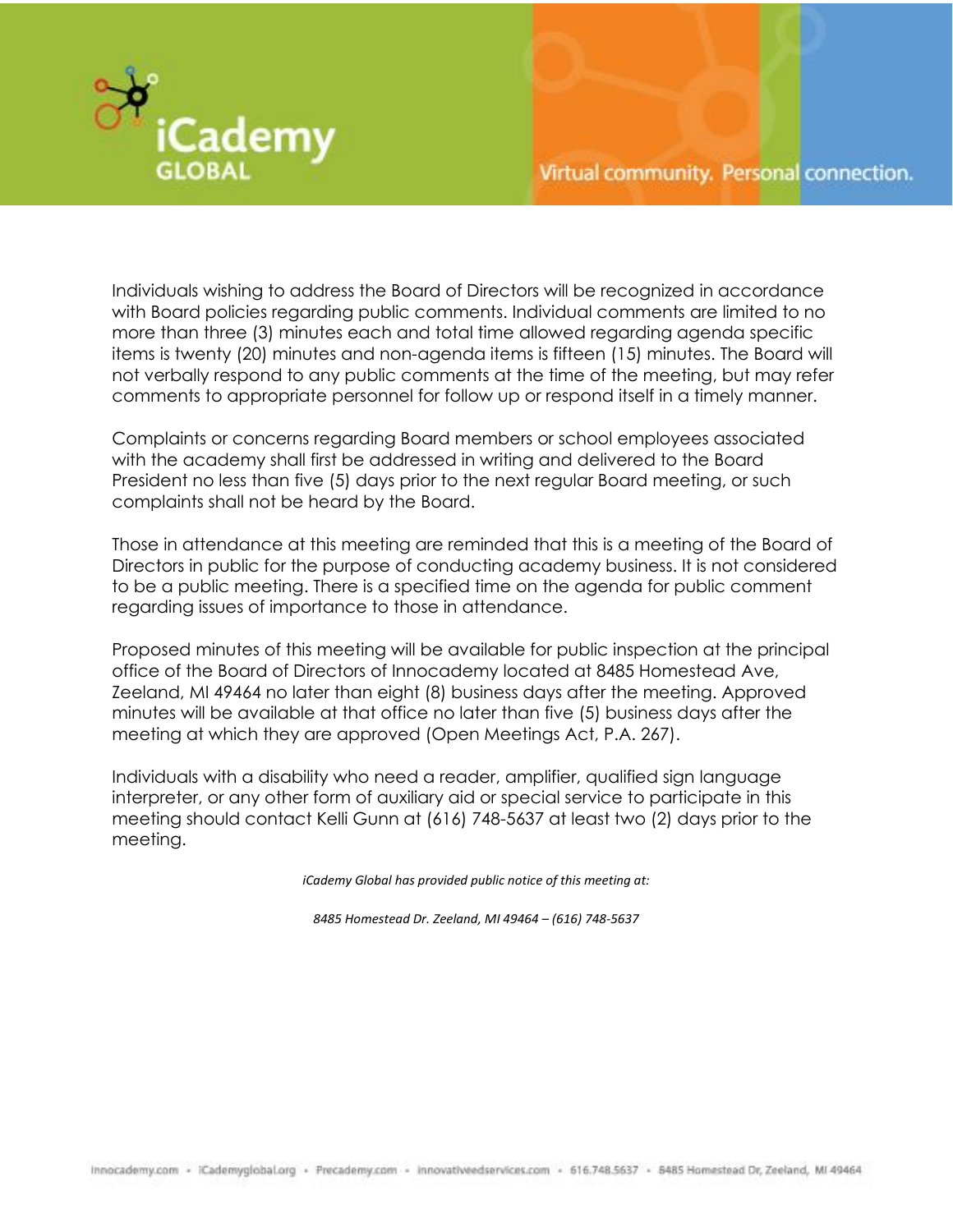Individuals wishing to address the Board of Directors will be recognized in accordance with Board policies regarding public comments. Individual comments are limited to no more than three (3) minutes each and total time allowed regarding agenda specific items is twenty (20) minutes and non-agenda items is fifteen (15) minutes. The Board will not verbally respond to any public comments at the time of the meeting, but may refer comments to appropriate personnel for follow up or respond itself in a timely manner.

Complaints or concerns regarding Board members or school employees associated with the academy shall first be addressed in writing and delivered to the Board President no less than five (5) days prior to the next regular Board meeting, or such complaints shall not be heard by the Board.

Those in attendance at this meeting are reminded that this is a meeting of the Board of Directors in public for the purpose of conducting academy business. It is not considered to be a public meeting. There is a specified time on the agenda for public comment regarding issues of importance to those in attendance.

Proposed minutes of this meeting will be available for public inspection at the principal office of the Board of Directors of Innocademy located at 8485 Homestead Ave, Zeeland, MI 49464 no later than eight (8) business days after the meeting. Approved minutes will be available at that office no later than five (5) business days after the meeting at which they are approved (Open Meetings Act, P.A. 267).

Individuals with a disability who need a reader, amplifier, qualified sign language interpreter, or any other form of auxiliary aid or special service to participate in this meeting should contact Kelli Gunn at (616) 748-5637 at least two (2) days prior to the meeting.

*iCademy Global has provided public notice of this meeting at:*

*8485 Homestead Dr. Zeeland, MI 49464 – (616) 748-5637*